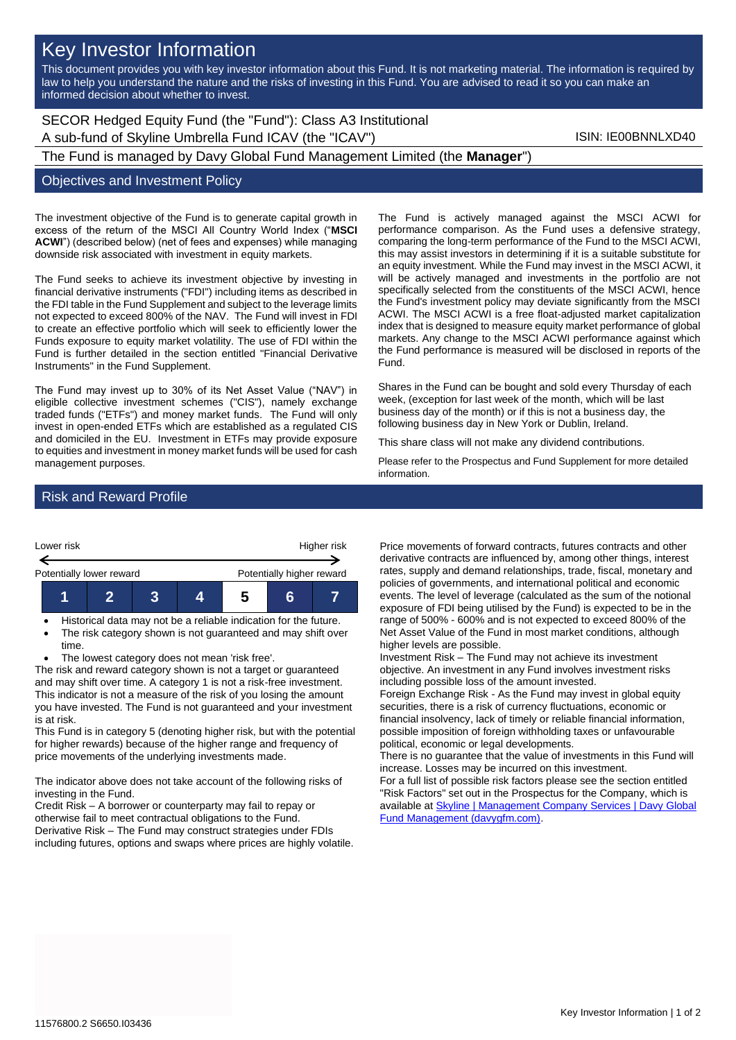# Key Investor Information

This document provides you with key investor information about this Fund. It is not marketing material. The information is required by law to help you understand the nature and the risks of investing in this Fund. You are advised to read it so you can make an informed decision about whether to invest.

SECOR Hedged Equity Fund (the "Fund"): Class A3 Institutional
A sub-fund of Skyline Umbrella Fund ICAV (the "ICAV")

ISIN: IE00BNNLXD40

The Fund is managed by Davy Global Fund Management Limited (the **Manager**")

## Objectives and Investment Policy

The investment objective of the Fund is to generate capital growth in excess of the return of the MSCI All Country World Index ("**MSCI ACWI**") (described below) (net of fees and expenses) while managing downside risk associated with investment in equity markets.

The Fund seeks to achieve its investment objective by investing in financial derivative instruments ("FDI") including items as described in the FDI table in the Fund Supplement and subject to the leverage limits not expected to exceed 800% of the NAV. The Fund will invest in FDI to create an effective portfolio which will seek to efficiently lower the Funds exposure to equity market volatility. The use of FDI within the Fund is further detailed in the section entitled "Financial Derivative Instruments" in the Fund Supplement.

The Fund may invest up to 30% of its Net Asset Value ("NAV") in eligible collective investment schemes ("CIS"), namely exchange traded funds ("ETFs") and money market funds. The Fund will only invest in open-ended ETFs which are established as a regulated CIS and domiciled in the EU. Investment in ETFs may provide exposure to equities and investment in money market funds will be used for cash management purposes.

The Fund is actively managed against the MSCI ACWI for performance comparison. As the Fund uses a defensive strategy, comparing the long-term performance of the Fund to the MSCI ACWI, this may assist investors in determining if it is a suitable substitute for an equity investment. While the Fund may invest in the MSCI ACWI, it will be actively managed and investments in the portfolio are not specifically selected from the constituents of the MSCI ACWI, hence the Fund's investment policy may deviate significantly from the MSCI ACWI. The MSCI ACWI is a free float-adjusted market capitalization index that is designed to measure equity market performance of global markets. Any change to the MSCI ACWI performance against which the Fund performance is measured will be disclosed in reports of the Fund.

Shares in the Fund can be bought and sold every Thursday of each week, (exception for last week of the month, which will be last business day of the month) or if this is not a business day, the following business day in New York or Dublin, Ireland.

This share class will not make any dividend contributions.

Please refer to the Prospectus and Fund Supplement for more detailed information.

## Risk and Reward Profile

| Lower risk | | | | | | Higher risk |
|---|---|---|---|---|---|---|
| Potentially lower reward | | | | | | Potentially higher reward |
| 1 | 2 | 3 | 4 | **5** | 6 | 7 |

- Historical data may not be a reliable indication for the future.
- The risk category shown is not guaranteed and may shift over time.
- The lowest category does not mean 'risk free'.

The risk and reward category shown is not a target or guaranteed and may shift over time. A category 1 is not a risk-free investment. This indicator is not a measure of the risk of you losing the amount you have invested. The Fund is not guaranteed and your investment is at risk.

This Fund is in category 5 (denoting higher risk, but with the potential for higher rewards) because of the higher range and frequency of price movements of the underlying investments made.

The indicator above does not take account of the following risks of investing in the Fund.

Credit Risk – A borrower or counterparty may fail to repay or otherwise fail to meet contractual obligations to the Fund.

Derivative Risk – The Fund may construct strategies under FDIs including futures, options and swaps where prices are highly volatile. Price movements of forward contracts, futures contracts and other derivative contracts are influenced by, among other things, interest rates, supply and demand relationships, trade, fiscal, monetary and policies of governments, and international political and economic events. The level of leverage (calculated as the sum of the notional exposure of FDI being utilised by the Fund) is expected to be in the range of 500% - 600% and is not expected to exceed 800% of the Net Asset Value of the Fund in most market conditions, although higher levels are possible.

Investment Risk – The Fund may not achieve its investment objective. An investment in any Fund involves investment risks including possible loss of the amount invested.

Foreign Exchange Risk - As the Fund may invest in global equity securities, there is a risk of currency fluctuations, economic or financial insolvency, lack of timely or reliable financial information, possible imposition of foreign withholding taxes or unfavourable political, economic or legal developments.

There is no guarantee that the value of investments in this Fund will increase. Losses may be incurred on this investment.

For a full list of possible risk factors please see the section entitled "Risk Factors" set out in the Prospectus for the Company, which is available at [Skyline | Management Company Services | Davy Global Fund Management (davygfm.com)](davygfm.com).

11576800.2 S6650.I03436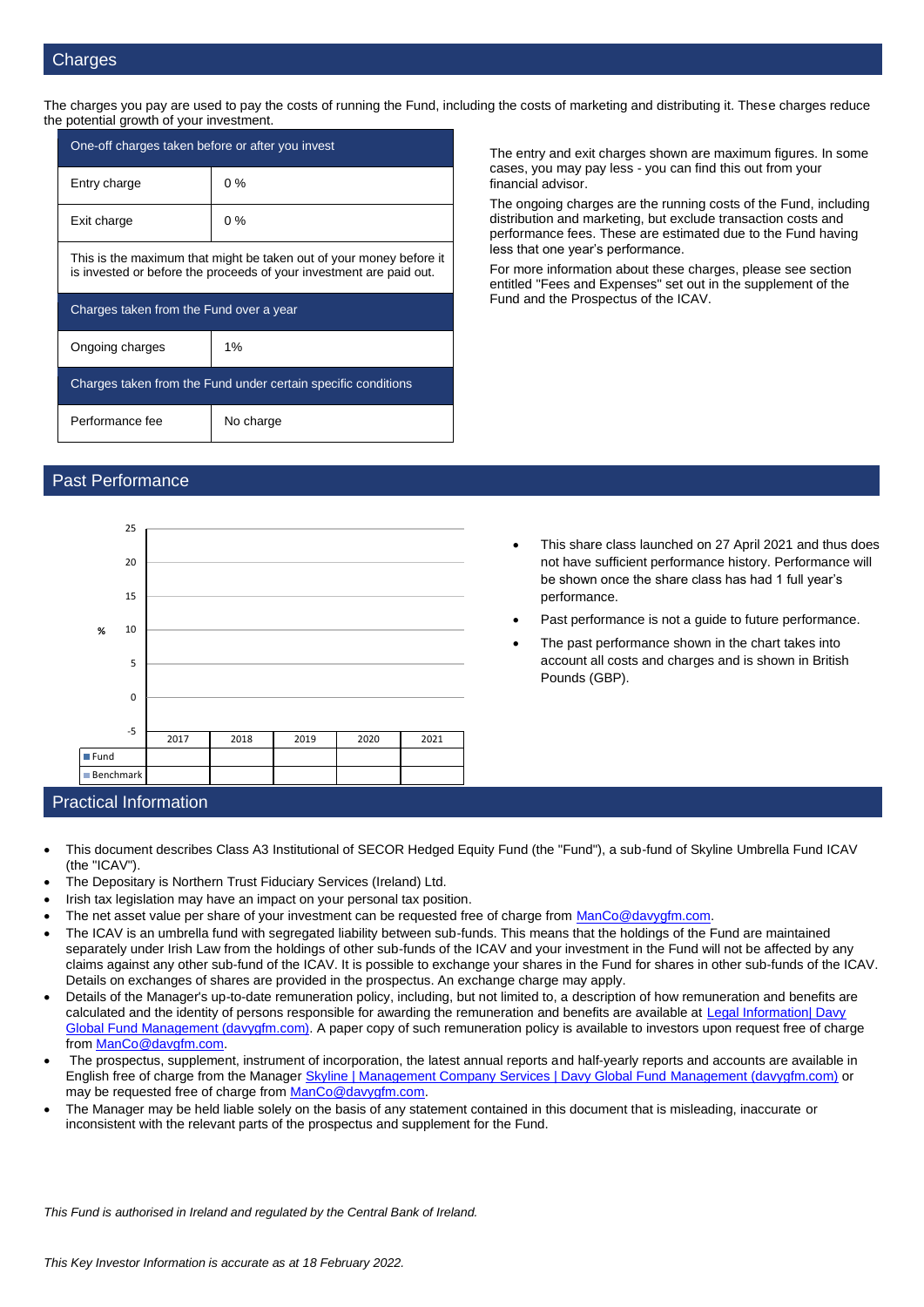## Charges

The charges you pay are used to pay the costs of running the Fund, including the costs of marketing and distributing it. These charges reduce the potential growth of your investment.

| One-off charges taken before or after you invest | |
|---|---|
| Entry charge | 0 % |
| Exit charge | 0 % |
| This is the maximum that might be taken out of your money before it is invested or before the proceeds of your investment are paid out. | |
| **Charges taken from the Fund over a year** | |
| Ongoing charges | 1% |
| **Charges taken from the Fund under certain specific conditions** | |
| Performance fee | No charge |

The entry and exit charges shown are maximum figures. In some cases, you may pay less - you can find this out from your financial advisor.

The ongoing charges are the running costs of the Fund, including distribution and marketing, but exclude transaction costs and performance fees. These are estimated due to the Fund having less that one year's performance.

For more information about these charges, please see section entitled "Fees and Expenses" set out in the supplement of the Fund and the Prospectus of the ICAV.

## Past Performance

25
20
15
%
10
5
0
-5
2017
2018
2019
2020
2021
Fund
Benchmark

- This share class launched on 27 April 2021 and thus does not have sufficient performance history. Performance will be shown once the share class has had 1 full year's performance.
- Past performance is not a guide to future performance.
- The past performance shown in the chart takes into account all costs and charges and is shown in British Pounds (GBP).

## Practical Information

- This document describes Class A3 Institutional of SECOR Hedged Equity Fund (the "Fund"), a sub-fund of Skyline Umbrella Fund ICAV (the "ICAV").
- The Depositary is Northern Trust Fiduciary Services (Ireland) Ltd.
- Irish tax legislation may have an impact on your personal tax position.
- The net asset value per share of your investment can be requested free of charge from ManCo@davygfm.com.
- The ICAV is an umbrella fund with segregated liability between sub-funds. This means that the holdings of the Fund are maintained separately under Irish Law from the holdings of other sub-funds of the ICAV and your investment in the Fund will not be affected by any claims against any other sub-fund of the ICAV. It is possible to exchange your shares in the Fund for shares in other sub-funds of the ICAV. Details on exchanges of shares are provided in the prospectus. An exchange charge may apply.
- Details of the Manager's up-to-date remuneration policy, including, but not limited to, a description of how remuneration and benefits are calculated and the identity of persons responsible for awarding the remuneration and benefits are available at Legal Information| Davy Global Fund Management (davygfm.com). A paper copy of such remuneration policy is available to investors upon request free of charge from ManCo@davgfm.com.
- The prospectus, supplement, instrument of incorporation, the latest annual reports and half-yearly reports and accounts are available in English free of charge from the Manager Skyline | Management Company Services | Davy Global Fund Management (davygfm.com) or may be requested free of charge from ManCo@davygfm.com.
- The Manager may be held liable solely on the basis of any statement contained in this document that is misleading, inaccurate or inconsistent with the relevant parts of the prospectus and supplement for the Fund.

*This Fund is authorised in Ireland and regulated by the Central Bank of Ireland.*

*This Key Investor Information is accurate as at 18 February 2022.*